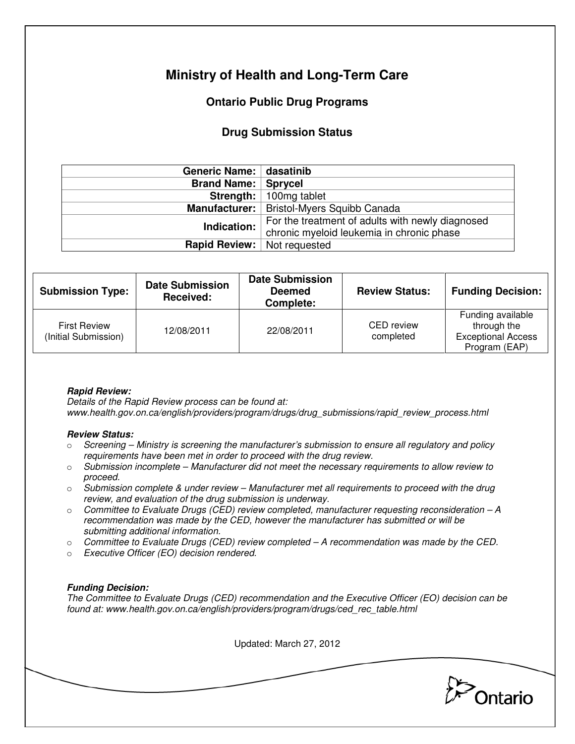# Ministry of Health and Long-Term Care

## Ontario Public Drug Programs

## Drug Submission Status

| | |
|---|---|
| **Generic Name:** | **dasatinib** |
| **Brand Name:** | **Sprycel** |
| **Strength:** | 100mg tablet |
| **Manufacturer:** | Bristol-Myers Squibb Canada |
| **Indication:** | For the treatment of adults with newly diagnosed chronic myeloid leukemia in chronic phase |
| **Rapid Review:** | Not requested |

| Submission Type: | Date Submission Received: | Date Submission Deemed Complete: | Review Status: | Funding Decision: |
|---|---|---|---|---|
| First Review (Initial Submission) | 12/08/2011 | 22/08/2011 | CED review completed | Funding available through the Exceptional Access Program (EAP) |

***Rapid Review:***
*Details of the Rapid Review process can be found at:*
*www.health.gov.on.ca/english/providers/program/drugs/drug_submissions/rapid_review_process.html*

***Review Status:***

- *Screening – Ministry is screening the manufacturer's submission to ensure all regulatory and policy requirements have been met in order to proceed with the drug review.*
- *Submission incomplete – Manufacturer did not meet the necessary requirements to allow review to proceed.*
- *Submission complete & under review – Manufacturer met all requirements to proceed with the drug review, and evaluation of the drug submission is underway.*
- *Committee to Evaluate Drugs (CED) review completed, manufacturer requesting reconsideration – A recommendation was made by the CED, however the manufacturer has submitted or will be submitting additional information.*
- *Committee to Evaluate Drugs (CED) review completed – A recommendation was made by the CED.*
- *Executive Officer (EO) decision rendered.*

***Funding Decision:***
*The Committee to Evaluate Drugs (CED) recommendation and the Executive Officer (EO) decision can be found at: www.health.gov.on.ca/english/providers/program/drugs/ced_rec_table.html*

Updated: March 27, 2012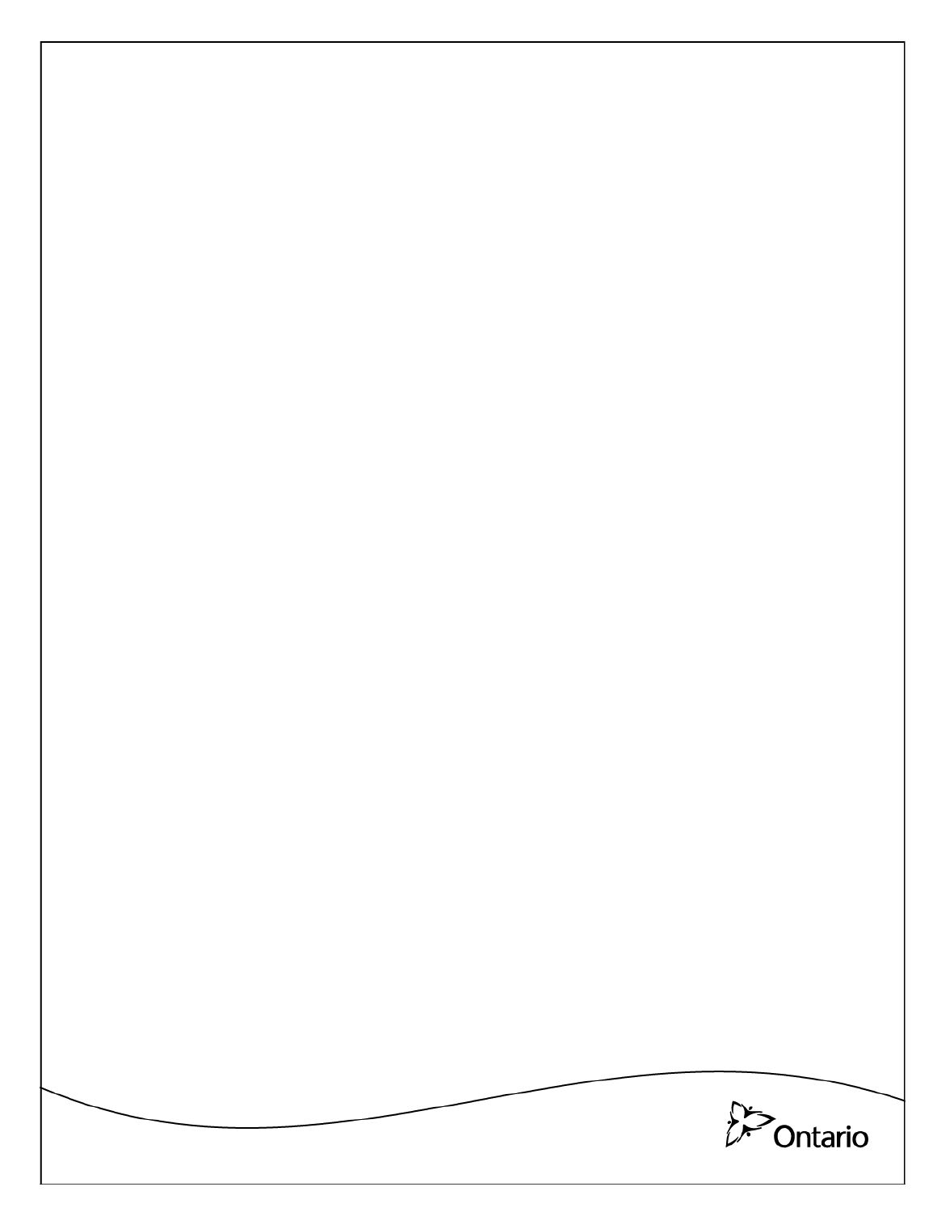Ontario